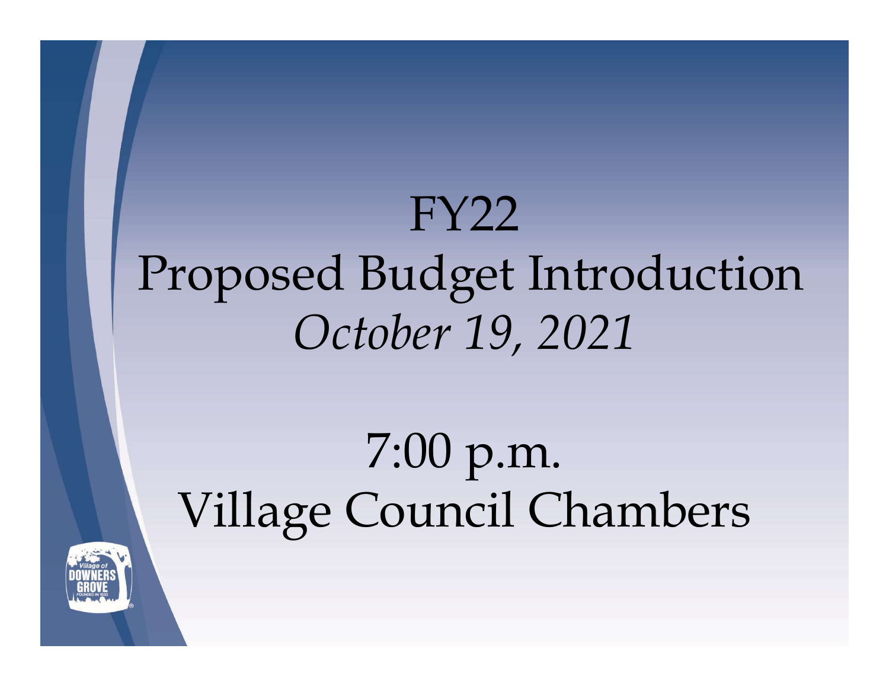# FY22
# Proposed Budget Introduction
# *October 19, 2021*

# 7:00 p.m.
# Village Council Chambers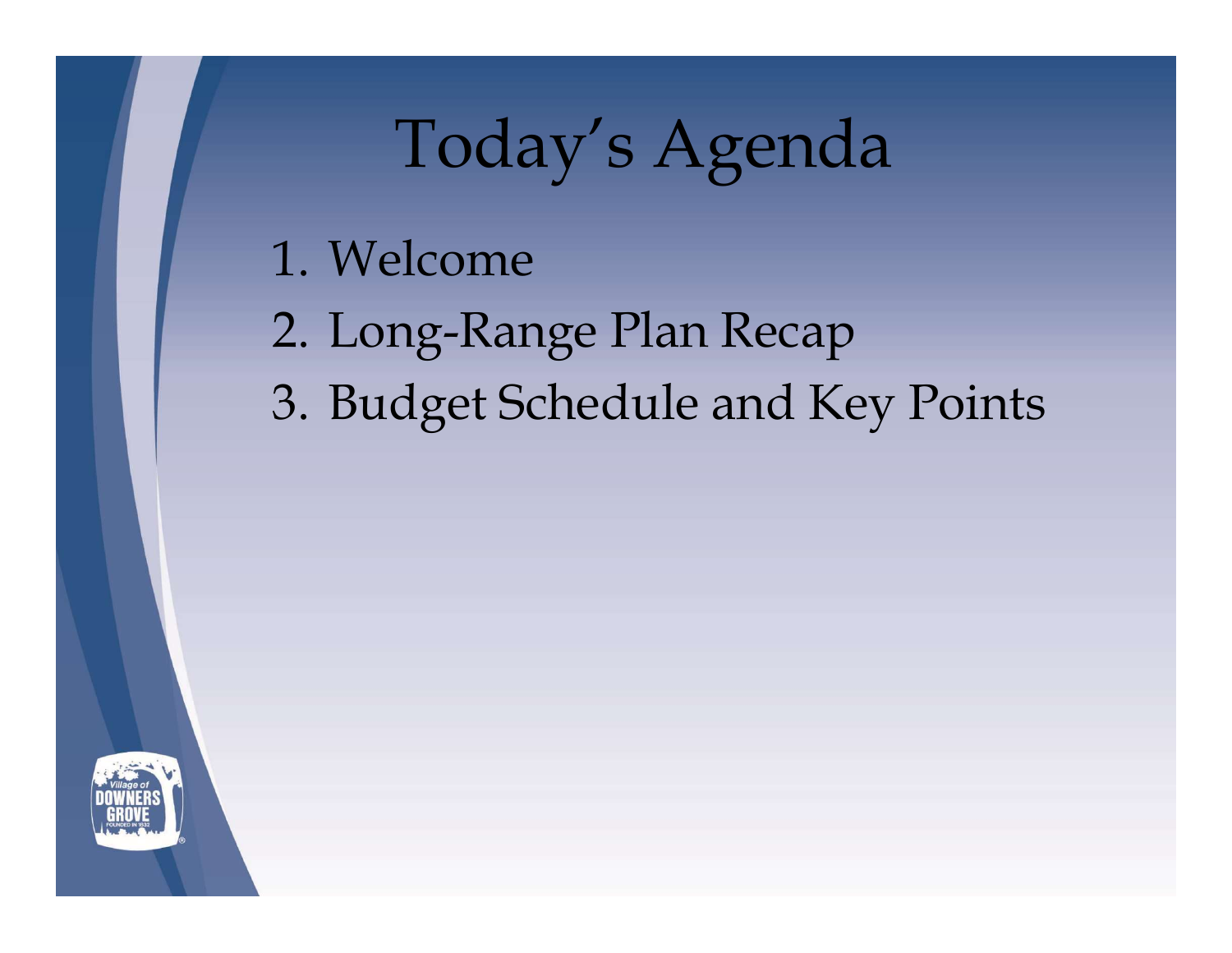# Today's Agenda

1. Welcome
2. Long-Range Plan Recap
3. Budget Schedule and Key Points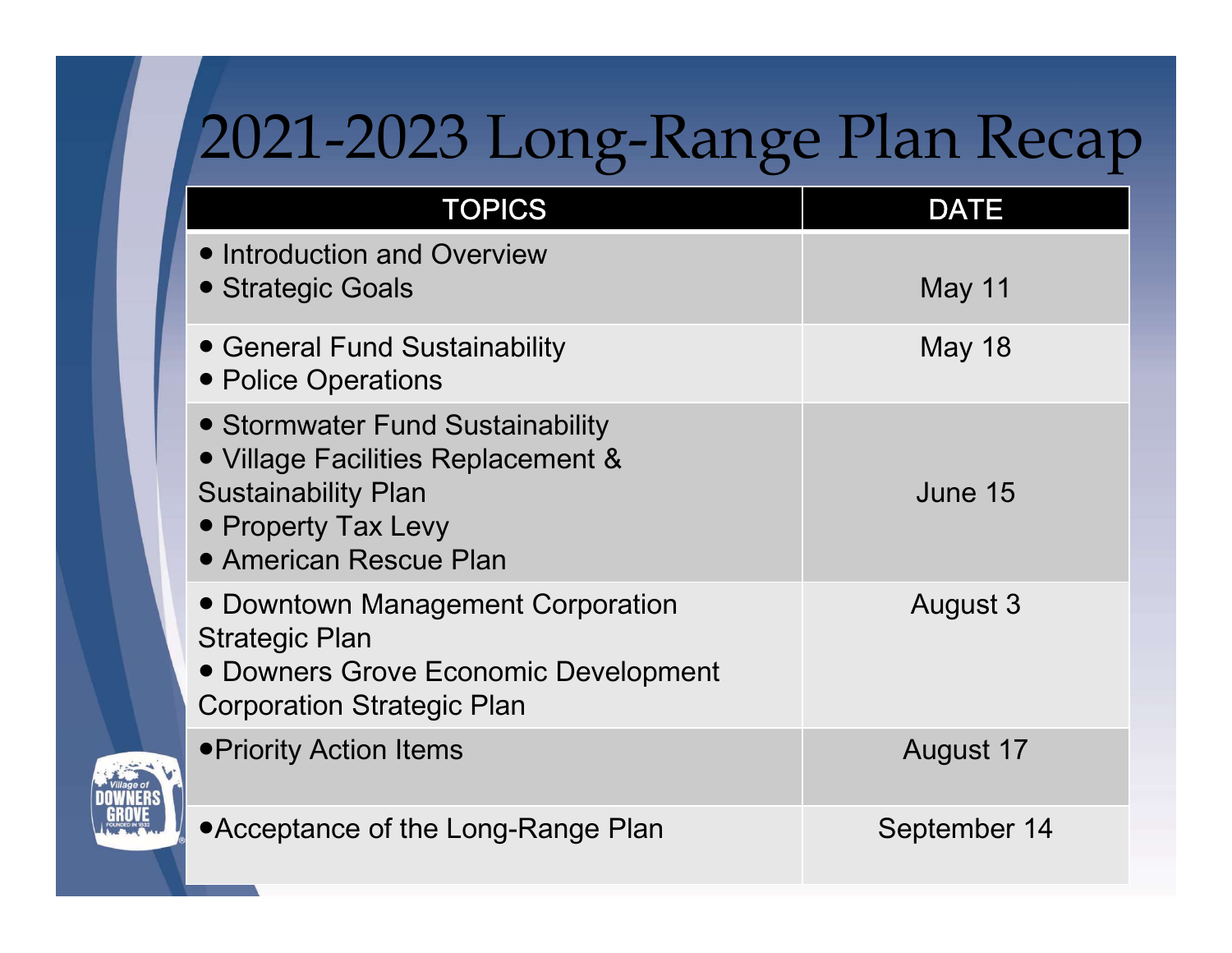# 2021-2023 Long-Range Plan Recap

| TOPICS | DATE |
|---|---|
| • Introduction and Overview<br>• Strategic Goals | May 11 |
| • General Fund Sustainability<br>• Police Operations | May 18 |
| • Stormwater Fund Sustainability<br>• Village Facilities Replacement & Sustainability Plan<br>• Property Tax Levy<br>• American Rescue Plan | June 15 |
| • Downtown Management Corporation Strategic Plan<br>• Downers Grove Economic Development Corporation Strategic Plan | August 3 |
| •Priority Action Items | August 17 |
| •Acceptance of the Long-Range Plan | September 14 |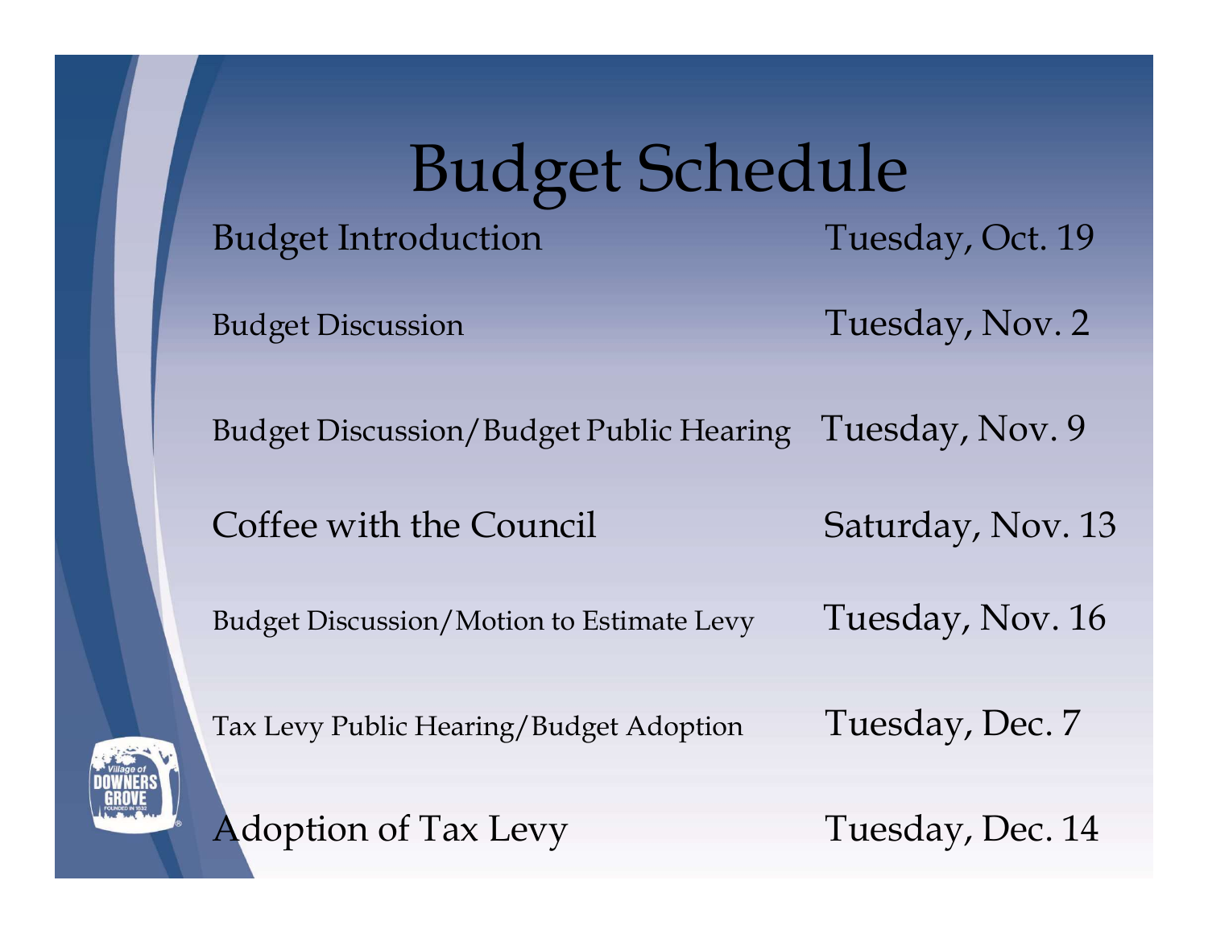# Budget Schedule

| Event | Date |
|---|---|
| Budget Introduction | Tuesday, Oct. 19 |
| Budget Discussion | Tuesday, Nov. 2 |
| Budget Discussion/Budget Public Hearing | Tuesday, Nov. 9 |
| Coffee with the Council | Saturday, Nov. 13 |
| Budget Discussion/Motion to Estimate Levy | Tuesday, Nov. 16 |
| Tax Levy Public Hearing/Budget Adoption | Tuesday, Dec. 7 |
| Adoption of Tax Levy | Tuesday, Dec. 14 |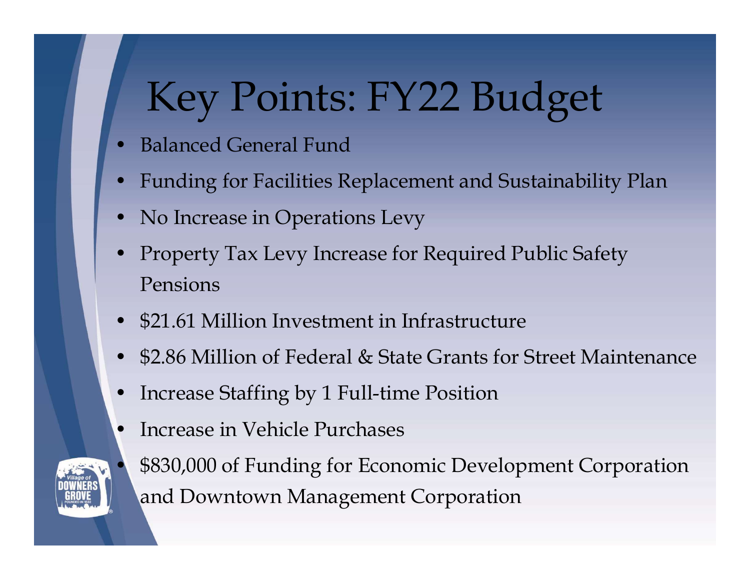# Key Points: FY22 Budget

- Balanced General Fund
- Funding for Facilities Replacement and Sustainability Plan
- No Increase in Operations Levy
- Property Tax Levy Increase for Required Public Safety Pensions
- $21.61 Million Investment in Infrastructure
- $2.86 Million of Federal & State Grants for Street Maintenance
- Increase Staffing by 1 Full-time Position
- Increase in Vehicle Purchases
- $830,000 of Funding for Economic Development Corporation and Downtown Management Corporation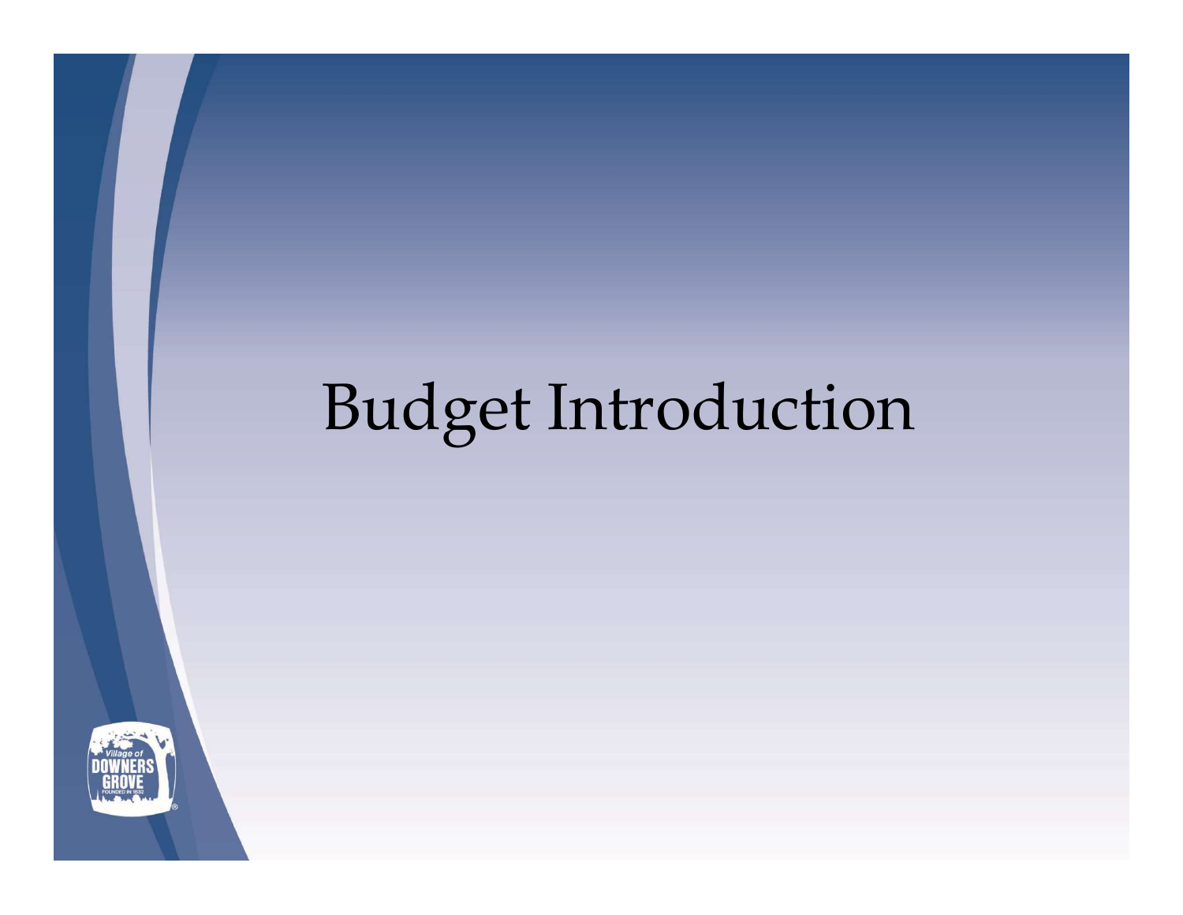# Budget Introduction